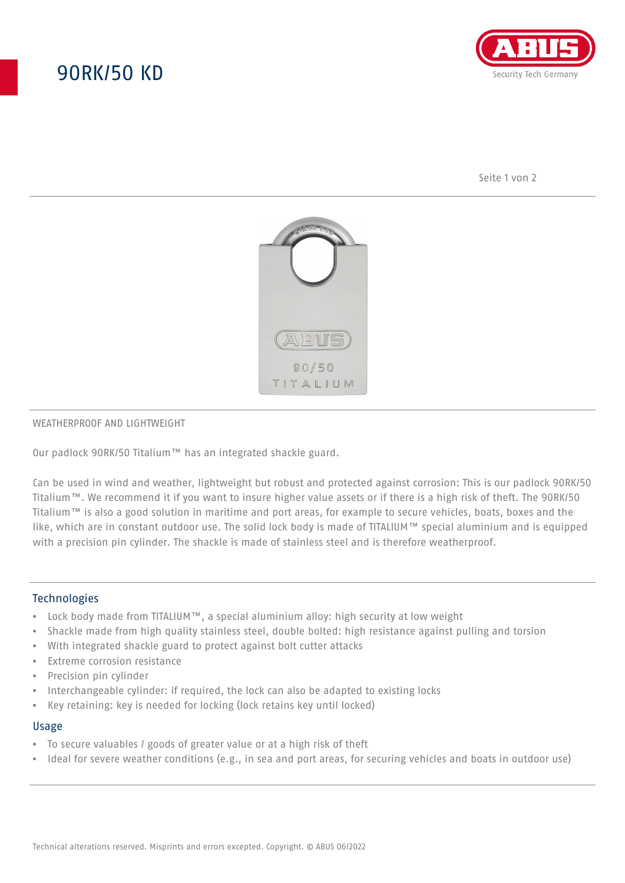# 90RK/50 KD

WEATHERPROOF AND LIGHTWEIGHT

Our padlock 90RK/50 Titalium™ has an integrated shackle guard.

Can be used in wind and weather, lightweight but robust and protected against corrosion: This is our padlock 90RK/50 Titalium™. We recommend it if you want to insure higher value assets or if there is a high risk of theft. The 90RK/50 Titalium™ is also a good solution in maritime and port areas, for example to secure vehicles, boats, boxes and the like, which are in constant outdoor use. The solid lock body is made of TITALIUM™ special aluminium and is equipped with a precision pin cylinder. The shackle is made of stainless steel and is therefore weatherproof.

## Technologies

- Lock body made from TITALIUM™, a special aluminium alloy: high security at low weight
- Shackle made from high quality stainless steel, double bolted: high resistance against pulling and torsion
- With integrated shackle guard to protect against bolt cutter attacks
- Extreme corrosion resistance
- Precision pin cylinder
- Interchangeable cylinder: if required, the lock can also be adapted to existing locks
- Key retaining: key is needed for locking (lock retains key until locked)

## Usage

- To secure valuables / goods of greater value or at a high risk of theft
- Ideal for severe weather conditions (e.g., in sea and port areas, for securing vehicles and boats in outdoor use)

Technical alterations reserved. Misprints and errors excepted. Copyright. © ABUS 06/2022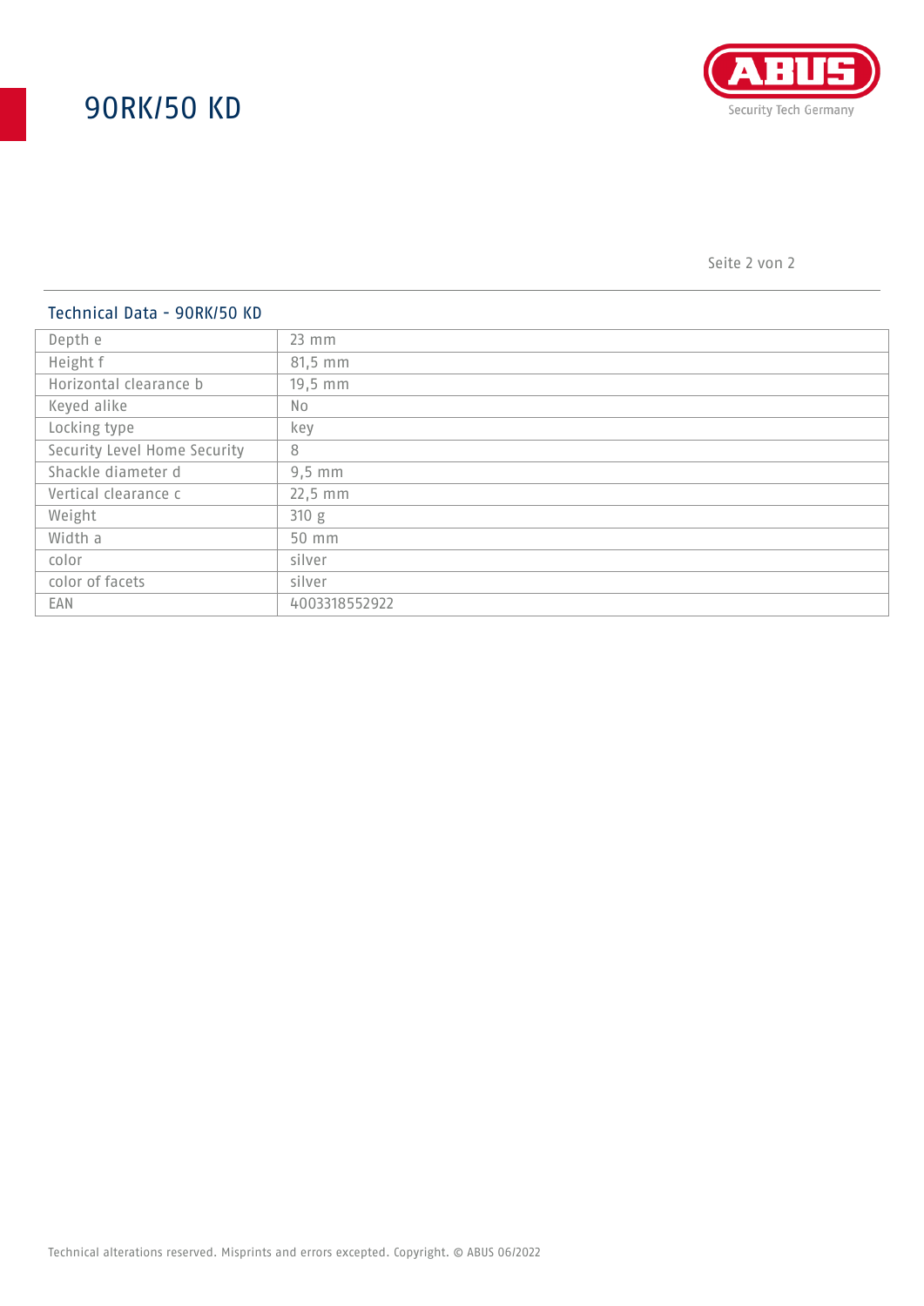# 90RK/50 KD

## Technical Data - 90RK/50 KD

| | |
|---|---|
| Depth e | 23 mm |
| Height f | 81,5 mm |
| Horizontal clearance b | 19,5 mm |
| Keyed alike | No |
| Locking type | key |
| Security Level Home Security | 8 |
| Shackle diameter d | 9,5 mm |
| Vertical clearance c | 22,5 mm |
| Weight | 310 g |
| Width a | 50 mm |
| color | silver |
| color of facets | silver |
| EAN | 4003318552922 |

Technical alterations reserved. Misprints and errors excepted. Copyright. © ABUS 06/2022